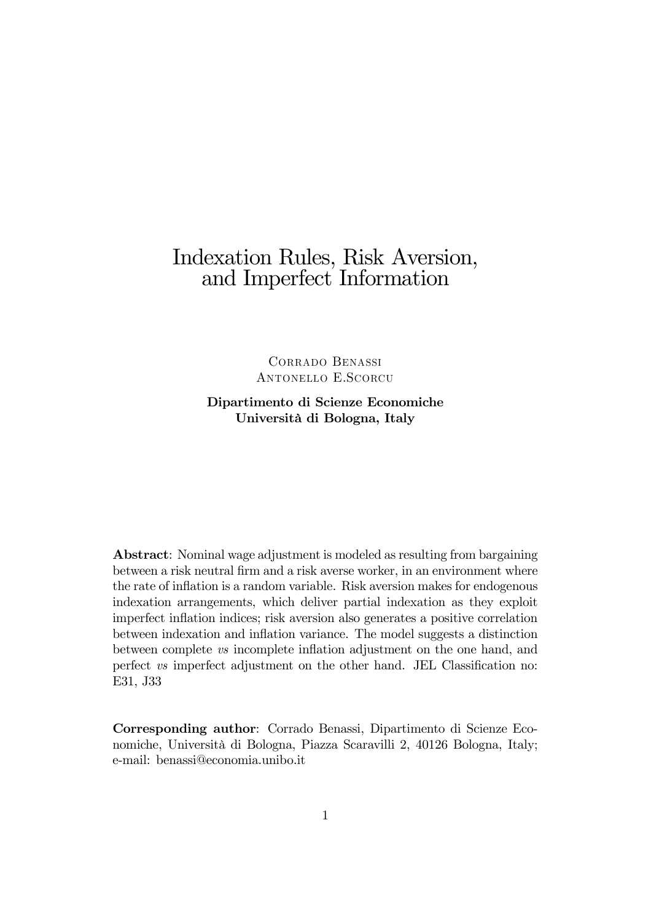# Indexation Rules, Risk Aversion, and Imperfect Information

Corrado Benassi
Antonello E.Scorcu

**Dipartimento di Scienze Economiche**
**Università di Bologna, Italy**

**Abstract**: Nominal wage adjustment is modeled as resulting from bargaining between a risk neutral firm and a risk averse worker, in an environment where the rate of inflation is a random variable. Risk aversion makes for endogenous indexation arrangements, which deliver partial indexation as they exploit imperfect inflation indices; risk aversion also generates a positive correlation between indexation and inflation variance. The model suggests a distinction between complete *vs* incomplete inflation adjustment on the one hand, and perfect *vs* imperfect adjustment on the other hand. JEL Classification no: E31, J33

**Corresponding author**: Corrado Benassi, Dipartimento di Scienze Economiche, Università di Bologna, Piazza Scaravilli 2, 40126 Bologna, Italy; e-mail: benassi@economia.unibo.it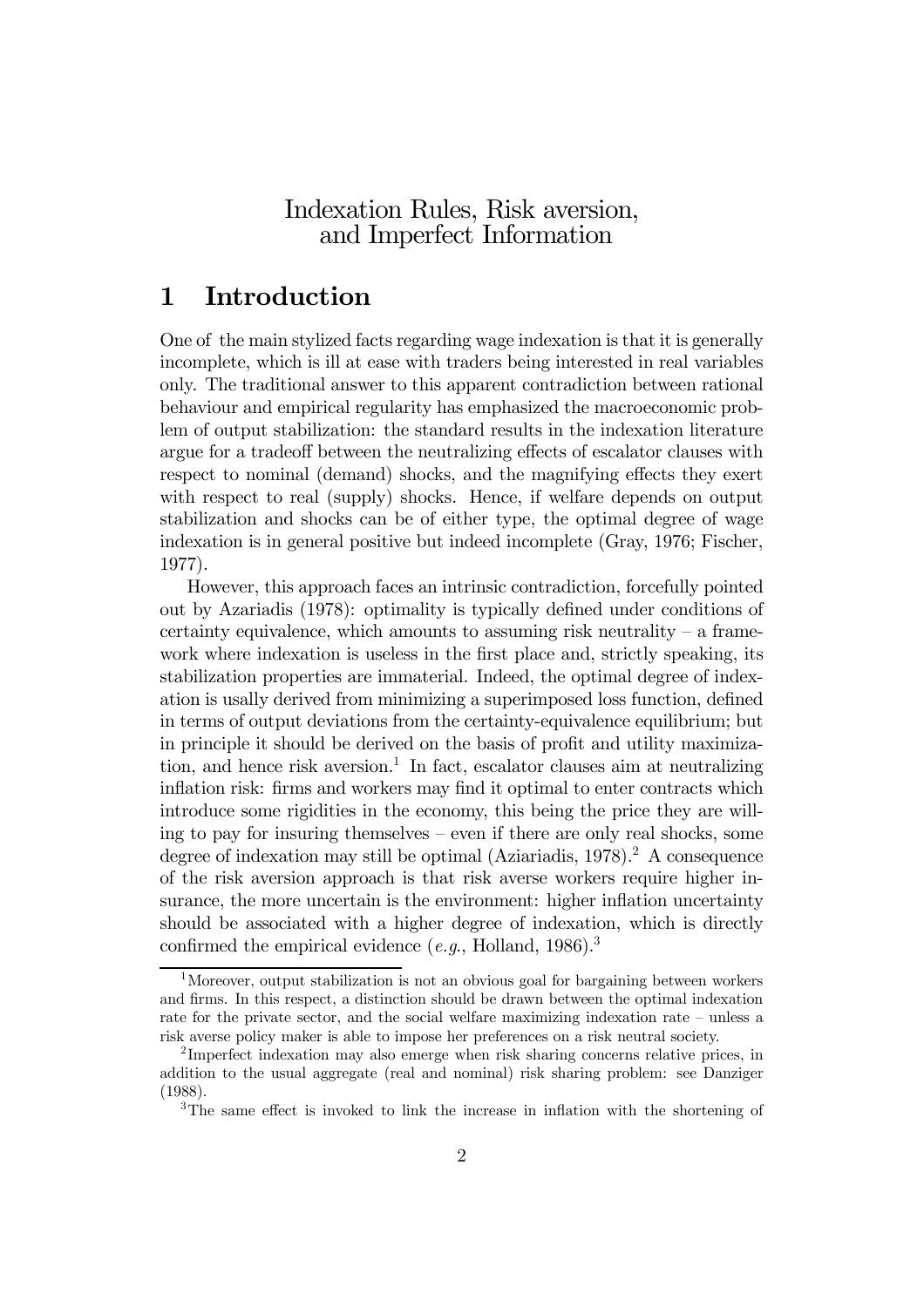Indexation Rules, Risk aversion, and Imperfect Information

# 1 Introduction

One of the main stylized facts regarding wage indexation is that it is generally incomplete, which is ill at ease with traders being interested in real variables only. The traditional answer to this apparent contradiction between rational behaviour and empirical regularity has emphasized the macroeconomic problem of output stabilization: the standard results in the indexation literature argue for a tradeoff between the neutralizing effects of escalator clauses with respect to nominal (demand) shocks, and the magnifying effects they exert with respect to real (supply) shocks. Hence, if welfare depends on output stabilization and shocks can be of either type, the optimal degree of wage indexation is in general positive but indeed incomplete (Gray, 1976; Fischer, 1977).

However, this approach faces an intrinsic contradiction, forcefully pointed out by Azariadis (1978): optimality is typically defined under conditions of certainty equivalence, which amounts to assuming risk neutrality – a framework where indexation is useless in the first place and, strictly speaking, its stabilization properties are immaterial. Indeed, the optimal degree of indexation is usally derived from minimizing a superimposed loss function, defined in terms of output deviations from the certainty-equivalence equilibrium; but in principle it should be derived on the basis of profit and utility maximization, and hence risk aversion.[1] In fact, escalator clauses aim at neutralizing inflation risk: firms and workers may find it optimal to enter contracts which introduce some rigidities in the economy, this being the price they are willing to pay for insuring themselves – even if there are only real shocks, some degree of indexation may still be optimal (Aziariadis, 1978).[2] A consequence of the risk aversion approach is that risk averse workers require higher insurance, the more uncertain is the environment: higher inflation uncertainty should be associated with a higher degree of indexation, which is directly confirmed the empirical evidence (*e.g.*, Holland, 1986).[3]

[1] Moreover, output stabilization is not an obvious goal for bargaining between workers and firms. In this respect, a distinction should be drawn between the optimal indexation rate for the private sector, and the social welfare maximizing indexation rate – unless a risk averse policy maker is able to impose her preferences on a risk neutral society.

[2] Imperfect indexation may also emerge when risk sharing concerns relative prices, in addition to the usual aggregate (real and nominal) risk sharing problem: see Danziger (1988).

[3] The same effect is invoked to link the increase in inflation with the shortening of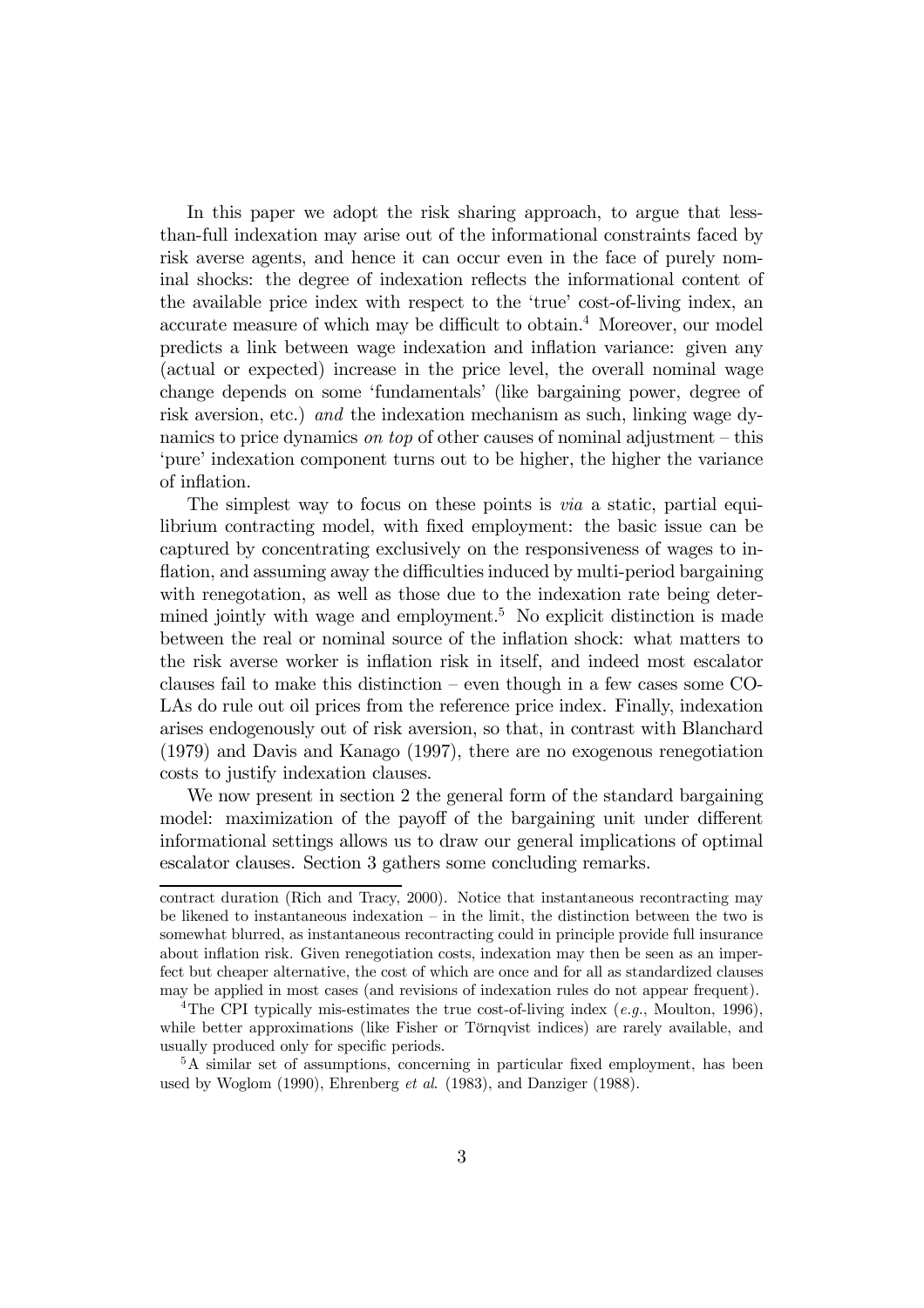In this paper we adopt the risk sharing approach, to argue that less-than-full indexation may arise out of the informational constraints faced by risk averse agents, and hence it can occur even in the face of purely nominal shocks: the degree of indexation reflects the informational content of the available price index with respect to the 'true' cost-of-living index, an accurate measure of which may be difficult to obtain.[4] Moreover, our model predicts a link between wage indexation and inflation variance: given any (actual or expected) increase in the price level, the overall nominal wage change depends on some 'fundamentals' (like bargaining power, degree of risk aversion, etc.) *and* the indexation mechanism as such, linking wage dynamics to price dynamics *on top* of other causes of nominal adjustment – this 'pure' indexation component turns out to be higher, the higher the variance of inflation.

The simplest way to focus on these points is *via* a static, partial equilibrium contracting model, with fixed employment: the basic issue can be captured by concentrating exclusively on the responsiveness of wages to inflation, and assuming away the difficulties induced by multi-period bargaining with renegotation, as well as those due to the indexation rate being determined jointly with wage and employment.[5] No explicit distinction is made between the real or nominal source of the inflation shock: what matters to the risk averse worker is inflation risk in itself, and indeed most escalator clauses fail to make this distinction – even though in a few cases some COLAs do rule out oil prices from the reference price index. Finally, indexation arises endogenously out of risk aversion, so that, in contrast with Blanchard (1979) and Davis and Kanago (1997), there are no exogenous renegotiation costs to justify indexation clauses.

We now present in section 2 the general form of the standard bargaining model: maximization of the payoff of the bargaining unit under different informational settings allows us to draw our general implications of optimal escalator clauses. Section 3 gathers some concluding remarks.

---

contract duration (Rich and Tracy, 2000). Notice that instantaneous recontracting may be likened to instantaneous indexation – in the limit, the distinction between the two is somewhat blurred, as instantaneous recontracting could in principle provide full insurance about inflation risk. Given renegotiation costs, indexation may then be seen as an imperfect but cheaper alternative, the cost of which are once and for all as standardized clauses may be applied in most cases (and revisions of indexation rules do not appear frequent).

[4] The CPI typically mis-estimates the true cost-of-living index (*e.g.*, Moulton, 1996), while better approximations (like Fisher or Törnqvist indices) are rarely available, and usually produced only for specific periods.

[5] A similar set of assumptions, concerning in particular fixed employment, has been used by Woglom (1990), Ehrenberg *et al*. (1983), and Danziger (1988).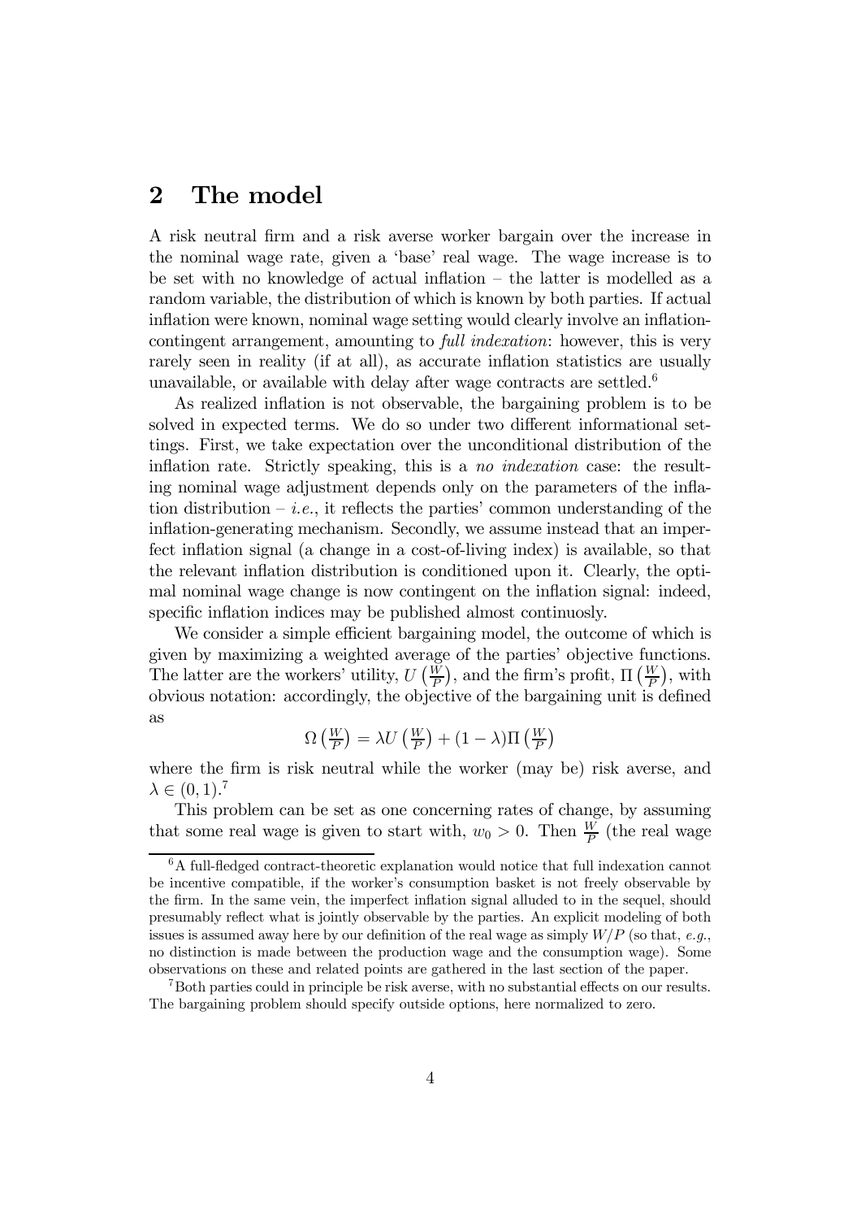## 2 The model

A risk neutral firm and a risk averse worker bargain over the increase in the nominal wage rate, given a 'base' real wage. The wage increase is to be set with no knowledge of actual inflation – the latter is modelled as a random variable, the distribution of which is known by both parties. If actual inflation were known, nominal wage setting would clearly involve an inflation-contingent arrangement, amounting to *full indexation*: however, this is very rarely seen in reality (if at all), as accurate inflation statistics are usually unavailable, or available with delay after wage contracts are settled.[6]

As realized inflation is not observable, the bargaining problem is to be solved in expected terms. We do so under two different informational settings. First, we take expectation over the unconditional distribution of the inflation rate. Strictly speaking, this is a *no indexation* case: the resulting nominal wage adjustment depends only on the parameters of the inflation distribution – *i.e.*, it reflects the parties' common understanding of the inflation-generating mechanism. Secondly, we assume instead that an imperfect inflation signal (a change in a cost-of-living index) is available, so that the relevant inflation distribution is conditioned upon it. Clearly, the optimal nominal wage change is now contingent on the inflation signal: indeed, specific inflation indices may be published almost continuosly.

We consider a simple efficient bargaining model, the outcome of which is given by maximizing a weighted average of the parties' objective functions. The latter are the workers' utility, $U\left(\frac{W}{P}\right)$, and the firm's profit, $\Pi\left(\frac{W}{P}\right)$, with obvious notation: accordingly, the objective of the bargaining unit is defined as

$$\Omega\left(\tfrac{W}{P}\right) = \lambda U\left(\tfrac{W}{P}\right) + (1-\lambda)\Pi\left(\tfrac{W}{P}\right)$$

where the firm is risk neutral while the worker (may be) risk averse, and $\lambda \in (0,1)$.[7]

This problem can be set as one concerning rates of change, by assuming that some real wage is given to start with, $w_0 > 0$. Then $\frac{W}{P}$ (the real wage

[6] A full-fledged contract-theoretic explanation would notice that full indexation cannot be incentive compatible, if the worker's consumption basket is not freely observable by the firm. In the same vein, the imperfect inflation signal alluded to in the sequel, should presumably reflect what is jointly observable by the parties. An explicit modeling of both issues is assumed away here by our definition of the real wage as simply $W/P$ (so that, *e.g.*, no distinction is made between the production wage and the consumption wage). Some observations on these and related points are gathered in the last section of the paper.

[7] Both parties could in principle be risk averse, with no substantial effects on our results. The bargaining problem should specify outside options, here normalized to zero.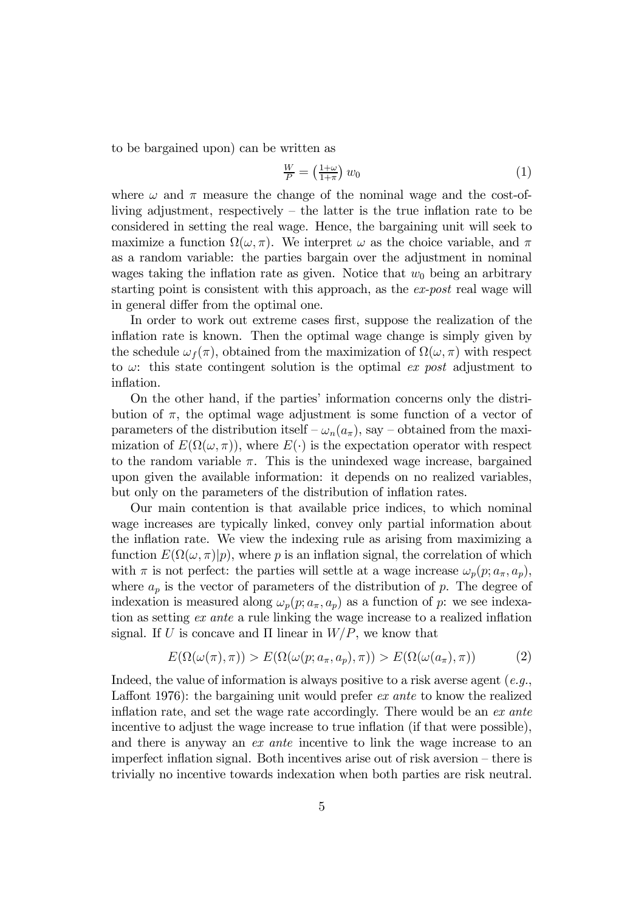to be bargained upon) can be written as

$$\frac{W}{P} = \left(\frac{1+\omega}{1+\pi}\right) w_0 \tag{1}$$

where $\omega$ and $\pi$ measure the change of the nominal wage and the cost-of-living adjustment, respectively – the latter is the true inflation rate to be considered in setting the real wage. Hence, the bargaining unit will seek to maximize a function $\Omega(\omega, \pi)$. We interpret $\omega$ as the choice variable, and $\pi$ as a random variable: the parties bargain over the adjustment in nominal wages taking the inflation rate as given. Notice that $w_0$ being an arbitrary starting point is consistent with this approach, as the *ex-post* real wage will in general differ from the optimal one.

In order to work out extreme cases first, suppose the realization of the inflation rate is known. Then the optimal wage change is simply given by the schedule $\omega_f(\pi)$, obtained from the maximization of $\Omega(\omega, \pi)$ with respect to $\omega$: this state contingent solution is the optimal *ex post* adjustment to inflation.

On the other hand, if the parties' information concerns only the distribution of $\pi$, the optimal wage adjustment is some function of a vector of parameters of the distribution itself – $\omega_n(a_\pi)$, say – obtained from the maximization of $E(\Omega(\omega, \pi))$, where $E(\cdot)$ is the expectation operator with respect to the random variable $\pi$. This is the unindexed wage increase, bargained upon given the available information: it depends on no realized variables, but only on the parameters of the distribution of inflation rates.

Our main contention is that available price indices, to which nominal wage increases are typically linked, convey only partial information about the inflation rate. We view the indexing rule as arising from maximizing a function $E(\Omega(\omega, \pi)|p)$, where $p$ is an inflation signal, the correlation of which with $\pi$ is not perfect: the parties will settle at a wage increase $\omega_p(p; a_\pi, a_p)$, where $a_p$ is the vector of parameters of the distribution of $p$. The degree of indexation is measured along $\omega_p(p; a_\pi, a_p)$ as a function of $p$: we see indexation as setting *ex ante* a rule linking the wage increase to a realized inflation signal. If $U$ is concave and $\Pi$ linear in $W/P$, we know that

$$E(\Omega(\omega(\pi), \pi)) > E(\Omega(\omega(p; a_\pi, a_p), \pi)) > E(\Omega(\omega(a_\pi), \pi)) \tag{2}$$

Indeed, the value of information is always positive to a risk averse agent (*e.g.*, Laffont 1976): the bargaining unit would prefer *ex ante* to know the realized inflation rate, and set the wage rate accordingly. There would be an *ex ante* incentive to adjust the wage increase to true inflation (if that were possible), and there is anyway an *ex ante* incentive to link the wage increase to an imperfect inflation signal. Both incentives arise out of risk aversion – there is trivially no incentive towards indexation when both parties are risk neutral.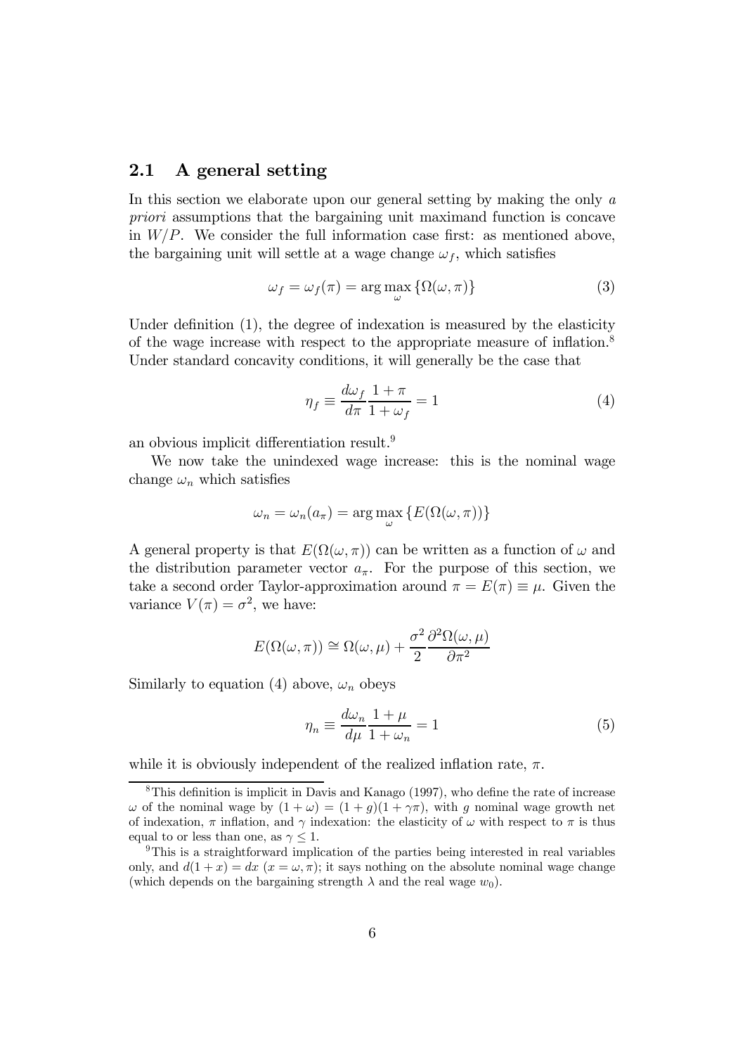## 2.1 A general setting

In this section we elaborate upon our general setting by making the only *a priori* assumptions that the bargaining unit maximand function is concave in $W/P$. We consider the full information case first: as mentioned above, the bargaining unit will settle at a wage change $\omega_f$, which satisfies

$$\omega_f = \omega_f(\pi) = \arg\max_{\omega} \{\Omega(\omega, \pi)\} \tag{3}$$

Under definition (1), the degree of indexation is measured by the elasticity of the wage increase with respect to the appropriate measure of inflation.[8] Under standard concavity conditions, it will generally be the case that

$$\eta_f \equiv \frac{d\omega_f}{d\pi} \frac{1+\pi}{1+\omega_f} = 1 \tag{4}$$

an obvious implicit differentiation result.[9]

We now take the unindexed wage increase: this is the nominal wage change $\omega_n$ which satisfies

$$\omega_n = \omega_n(a_\pi) = \arg\max_{\omega} \{E(\Omega(\omega, \pi))\}$$

A general property is that $E(\Omega(\omega, \pi))$ can be written as a function of $\omega$ and the distribution parameter vector $a_\pi$. For the purpose of this section, we take a second order Taylor-approximation around $\pi = E(\pi) \equiv \mu$. Given the variance $V(\pi) = \sigma^2$, we have:

$$E(\Omega(\omega, \pi)) \cong \Omega(\omega, \mu) + \frac{\sigma^2}{2} \frac{\partial^2 \Omega(\omega, \mu)}{\partial \pi^2}$$

Similarly to equation (4) above, $\omega_n$ obeys

$$\eta_n \equiv \frac{d\omega_n}{d\mu} \frac{1+\mu}{1+\omega_n} = 1 \tag{5}$$

while it is obviously independent of the realized inflation rate, $\pi$.

[8] This definition is implicit in Davis and Kanago (1997), who define the rate of increase $\omega$ of the nominal wage by $(1+\omega) = (1+g)(1+\gamma\pi)$, with $g$ nominal wage growth net of indexation, $\pi$ inflation, and $\gamma$ indexation: the elasticity of $\omega$ with respect to $\pi$ is thus equal to or less than one, as $\gamma \leq 1$.

[9] This is a straightforward implication of the parties being interested in real variables only, and $d(1+x) = dx$ $(x = \omega, \pi)$; it says nothing on the absolute nominal wage change (which depends on the bargaining strength $\lambda$ and the real wage $w_0$).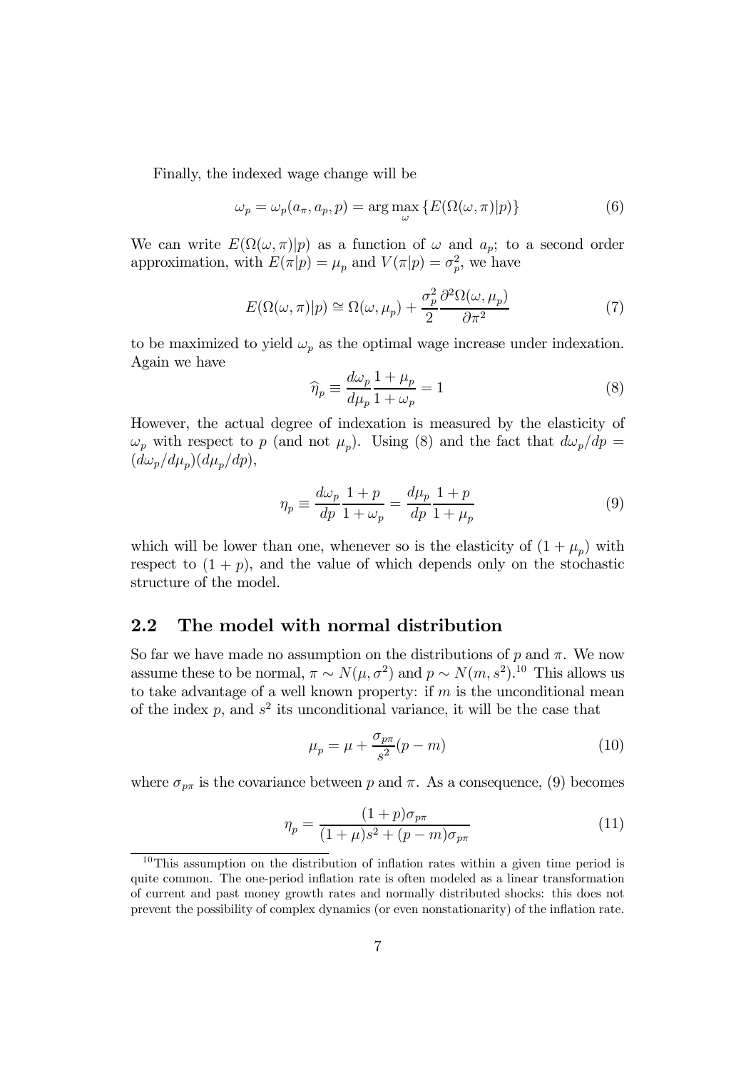Finally, the indexed wage change will be

$$\omega_p = \omega_p(a_\pi, a_p, p) = \arg\max_{\omega} \{E(\Omega(\omega, \pi)|p)\} \tag{6}$$

We can write $E(\Omega(\omega, \pi)|p)$ as a function of $\omega$ and $a_p$; to a second order approximation, with $E(\pi|p) = \mu_p$ and $V(\pi|p) = \sigma_p^2$, we have

$$E(\Omega(\omega, \pi)|p) \cong \Omega(\omega, \mu_p) + \frac{\sigma_p^2}{2}\frac{\partial^2 \Omega(\omega, \mu_p)}{\partial \pi^2} \tag{7}$$

to be maximized to yield $\omega_p$ as the optimal wage increase under indexation. Again we have

$$\widehat{\eta}_p \equiv \frac{d\omega_p}{d\mu_p}\frac{1+\mu_p}{1+\omega_p} = 1 \tag{8}$$

However, the actual degree of indexation is measured by the elasticity of $\omega_p$ with respect to $p$ (and not $\mu_p$). Using (8) and the fact that $d\omega_p/dp = (d\omega_p/d\mu_p)(d\mu_p/dp)$,

$$\eta_p \equiv \frac{d\omega_p}{dp}\frac{1+p}{1+\omega_p} = \frac{d\mu_p}{dp}\frac{1+p}{1+\mu_p} \tag{9}$$

which will be lower than one, whenever so is the elasticity of $(1+\mu_p)$ with respect to $(1+p)$, and the value of which depends only on the stochastic structure of the model.

## 2.2 The model with normal distribution

So far we have made no assumption on the distributions of $p$ and $\pi$. We now assume these to be normal, $\pi \sim N(\mu, \sigma^2)$ and $p \sim N(m, s^2)$.[10] This allows us to take advantage of a well known property: if $m$ is the unconditional mean of the index $p$, and $s^2$ its unconditional variance, it will be the case that

$$\mu_p = \mu + \frac{\sigma_{p\pi}}{s^2}(p - m) \tag{10}$$

where $\sigma_{p\pi}$ is the covariance between $p$ and $\pi$. As a consequence, (9) becomes

$$\eta_p = \frac{(1+p)\sigma_{p\pi}}{(1+\mu)s^2 + (p-m)\sigma_{p\pi}} \tag{11}$$

[10] This assumption on the distribution of inflation rates within a given time period is quite common. The one-period inflation rate is often modeled as a linear transformation of current and past money growth rates and normally distributed shocks: this does not prevent the possibility of complex dynamics (or even nonstationarity) of the inflation rate.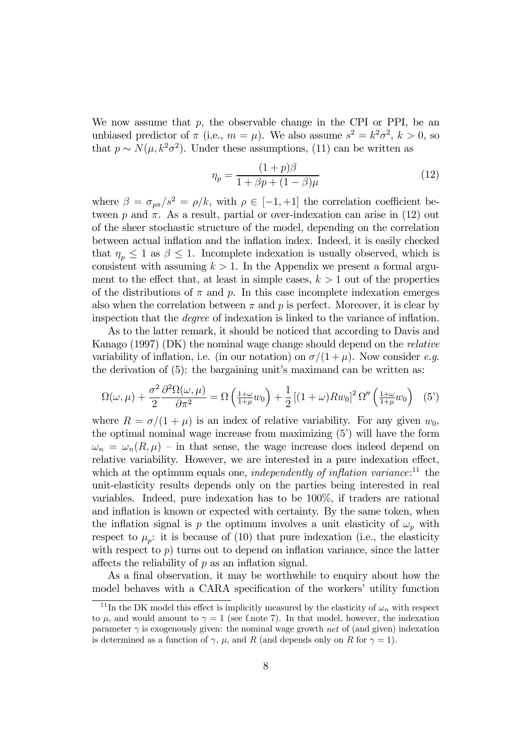We now assume that $p$, the observable change in the CPI or PPI, be an unbiased predictor of $\pi$ (i.e., $m = \mu$). We also assume $s^2 = k^2\sigma^2$, $k > 0$, so that $p \sim N(\mu, k^2\sigma^2)$. Under these assumptions, (11) can be written as

$$\eta_p = \frac{(1+p)\beta}{1 + \beta p + (1-\beta)\mu} \tag{12}$$

where $\beta = \sigma_{p\pi}/s^2 = \rho/k$, with $\rho \in [-1, +1]$ the correlation coefficient between $p$ and $\pi$. As a result, partial or over-indexation can arise in (12) out of the sheer stochastic structure of the model, depending on the correlation between actual inflation and the inflation index. Indeed, it is easily checked that $\eta_p \leq 1$ as $\beta \leq 1$. Incomplete indexation is usually observed, which is consistent with assuming $k > 1$. In the Appendix we present a formal argument to the effect that, at least in simple cases, $k > 1$ out of the properties of the distributions of $\pi$ and $p$. In this case incomplete indexation emerges also when the correlation between $\pi$ and $p$ is perfect. Moreover, it is clear by inspection that the *degree* of indexation is linked to the variance of inflation.

As to the latter remark, it should be noticed that according to Davis and Kanago (1997) (DK) the nominal wage change should depend on the *relative* variability of inflation, i.e. (in our notation) on $\sigma/(1+\mu)$. Now consider *e.g.* the derivation of (5): the bargaining unit's maximand can be written as:

$$\Omega(\omega, \mu) + \frac{\sigma^2}{2}\frac{\partial^2 \Omega(\omega, \mu)}{\partial \pi^2} = \Omega\left(\tfrac{1+\omega}{1+\mu} w_0\right) + \frac{1}{2}\left[(1+\omega)Rw_0\right]^2 \Omega''\left(\tfrac{1+\omega}{1+\mu} w_0\right) \tag{5'}$$

where $R = \sigma/(1+\mu)$ is an index of relative variability. For any given $w_0$, the optimal nominal wage increase from maximizing (5') will have the form $\omega_n = \omega_n(R, \mu)$ – in that sense, the wage increase does indeed depend on relative variability. However, we are interested in a pure indexation effect, which at the optimum equals one, *independently of inflation variance*:[11] the unit-elasticity results depends only on the parties being interested in real variables. Indeed, pure indexation has to be 100%, if traders are rational and inflation is known or expected with certainty. By the same token, when the inflation signal is $p$ the optimum involves a unit elasticity of $\omega_p$ with respect to $\mu_p$: it is because of (10) that pure indexation (i.e., the elasticity with respect to $p$) turns out to depend on inflation variance, since the latter affects the reliability of $p$ as an inflation signal.

As a final observation, it may be worthwhile to enquiry about how the model behaves with a CARA specification of the workers' utility function

[11] In the DK model this effect is implicitly measured by the elasticity of $\omega_n$ with respect to $\mu$, and would amount to $\gamma = 1$ (see f.note 7). In that model, however, the indexation parameter $\gamma$ is exogenously given: the nominal wage growth *net* of (and given) indexation is determined as a function of $\gamma$, $\mu$, and $R$ (and depends only on $R$ for $\gamma = 1$).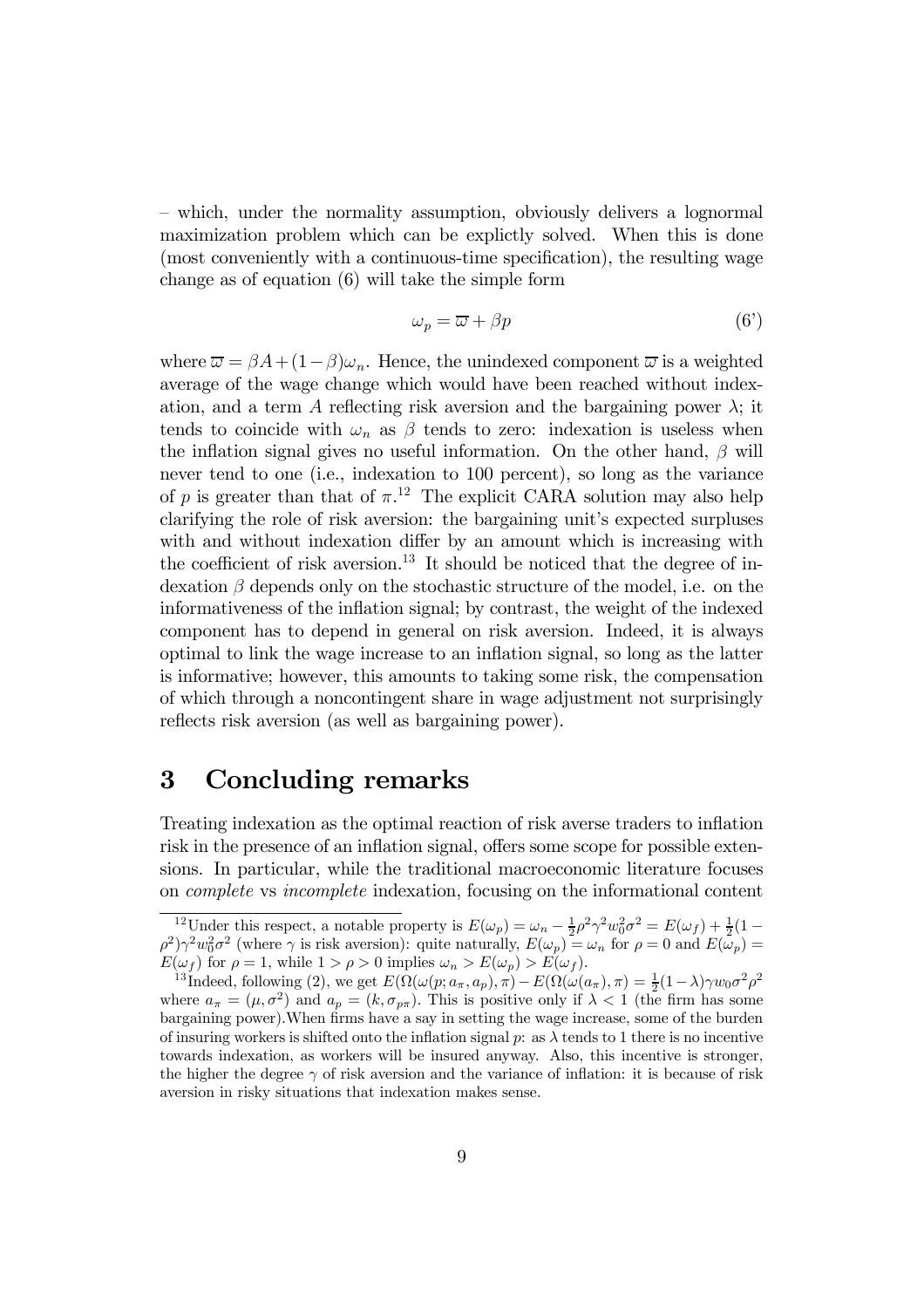– which, under the normality assumption, obviously delivers a lognormal maximization problem which can be explictly solved. When this is done (most conveniently with a continuous-time specification), the resulting wage change as of equation (6) will take the simple form

$$\omega_p = \overline{\varpi} + \beta p \tag{6'}$$

where $\overline{\varpi} = \beta A + (1-\beta)\omega_n$. Hence, the unindexed component $\overline{\varpi}$ is a weighted average of the wage change which would have been reached without indexation, and a term $A$ reflecting risk aversion and the bargaining power $\lambda$; it tends to coincide with $\omega_n$ as $\beta$ tends to zero: indexation is useless when the inflation signal gives no useful information. On the other hand, $\beta$ will never tend to one (i.e., indexation to 100 percent), so long as the variance of $p$ is greater than that of $\pi$.[12] The explicit CARA solution may also help clarifying the role of risk aversion: the bargaining unit's expected surpluses with and without indexation differ by an amount which is increasing with the coefficient of risk aversion.[13] It should be noticed that the degree of indexation $\beta$ depends only on the stochastic structure of the model, i.e. on the informativeness of the inflation signal; by contrast, the weight of the indexed component has to depend in general on risk aversion. Indeed, it is always optimal to link the wage increase to an inflation signal, so long as the latter is informative; however, this amounts to taking some risk, the compensation of which through a noncontingent share in wage adjustment not surprisingly reflects risk aversion (as well as bargaining power).

# 3 Concluding remarks

Treating indexation as the optimal reaction of risk averse traders to inflation risk in the presence of an inflation signal, offers some scope for possible extensions. In particular, while the traditional macroeconomic literature focuses on *complete* vs *incomplete* indexation, focusing on the informational content

---

[12] Under this respect, a notable property is $E(\omega_p) = \omega_n - \frac{1}{2}\rho^2\gamma^2 w_0^2\sigma^2 = E(\omega_f) + \frac{1}{2}(1-\rho^2)\gamma^2 w_0^2\sigma^2$ (where $\gamma$ is risk aversion): quite naturally, $E(\omega_p) = \omega_n$ for $\rho = 0$ and $E(\omega_p) = E(\omega_f)$ for $\rho = 1$, while $1 > \rho > 0$ implies $\omega_n > E(\omega_p) > E(\omega_f)$.

[13] Indeed, following (2), we get $E(\Omega(\omega(p; a_\pi, a_p), \pi) - E(\Omega(\omega(a_\pi), \pi) = \frac{1}{2}(1-\lambda)\gamma w_0 \sigma^2 \rho^2$ where $a_\pi = (\mu, \sigma^2)$ and $a_p = (k, \sigma_{p\pi})$. This is positive only if $\lambda < 1$ (the firm has some bargaining power).When firms have a say in setting the wage increase, some of the burden of insuring workers is shifted onto the inflation signal $p$: as $\lambda$ tends to 1 there is no incentive towards indexation, as workers will be insured anyway. Also, this incentive is stronger, the higher the degree $\gamma$ of risk aversion and the variance of inflation: it is because of risk aversion in risky situations that indexation makes sense.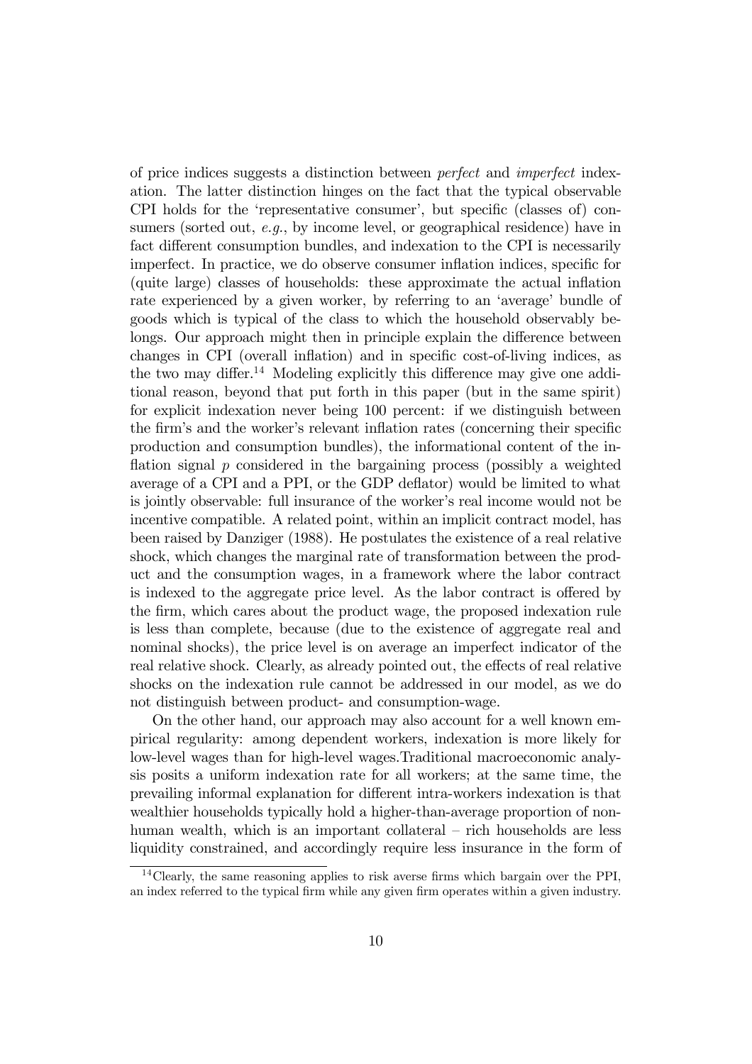of price indices suggests a distinction between *perfect* and *imperfect* indexation. The latter distinction hinges on the fact that the typical observable CPI holds for the 'representative consumer', but specific (classes of) consumers (sorted out, *e.g.*, by income level, or geographical residence) have in fact different consumption bundles, and indexation to the CPI is necessarily imperfect. In practice, we do observe consumer inflation indices, specific for (quite large) classes of households: these approximate the actual inflation rate experienced by a given worker, by referring to an 'average' bundle of goods which is typical of the class to which the household observably belongs. Our approach might then in principle explain the difference between changes in CPI (overall inflation) and in specific cost-of-living indices, as the two may differ.[14] Modeling explicitly this difference may give one additional reason, beyond that put forth in this paper (but in the same spirit) for explicit indexation never being 100 percent: if we distinguish between the firm's and the worker's relevant inflation rates (concerning their specific production and consumption bundles), the informational content of the inflation signal $p$ considered in the bargaining process (possibly a weighted average of a CPI and a PPI, or the GDP deflator) would be limited to what is jointly observable: full insurance of the worker's real income would not be incentive compatible. A related point, within an implicit contract model, has been raised by Danziger (1988). He postulates the existence of a real relative shock, which changes the marginal rate of transformation between the product and the consumption wages, in a framework where the labor contract is indexed to the aggregate price level. As the labor contract is offered by the firm, which cares about the product wage, the proposed indexation rule is less than complete, because (due to the existence of aggregate real and nominal shocks), the price level is on average an imperfect indicator of the real relative shock. Clearly, as already pointed out, the effects of real relative shocks on the indexation rule cannot be addressed in our model, as we do not distinguish between product- and consumption-wage.

On the other hand, our approach may also account for a well known empirical regularity: among dependent workers, indexation is more likely for low-level wages than for high-level wages.Traditional macroeconomic analysis posits a uniform indexation rate for all workers; at the same time, the prevailing informal explanation for different intra-workers indexation is that wealthier households typically hold a higher-than-average proportion of non-human wealth, which is an important collateral – rich households are less liquidity constrained, and accordingly require less insurance in the form of

[14] Clearly, the same reasoning applies to risk averse firms which bargain over the PPI, an index referred to the typical firm while any given firm operates within a given industry.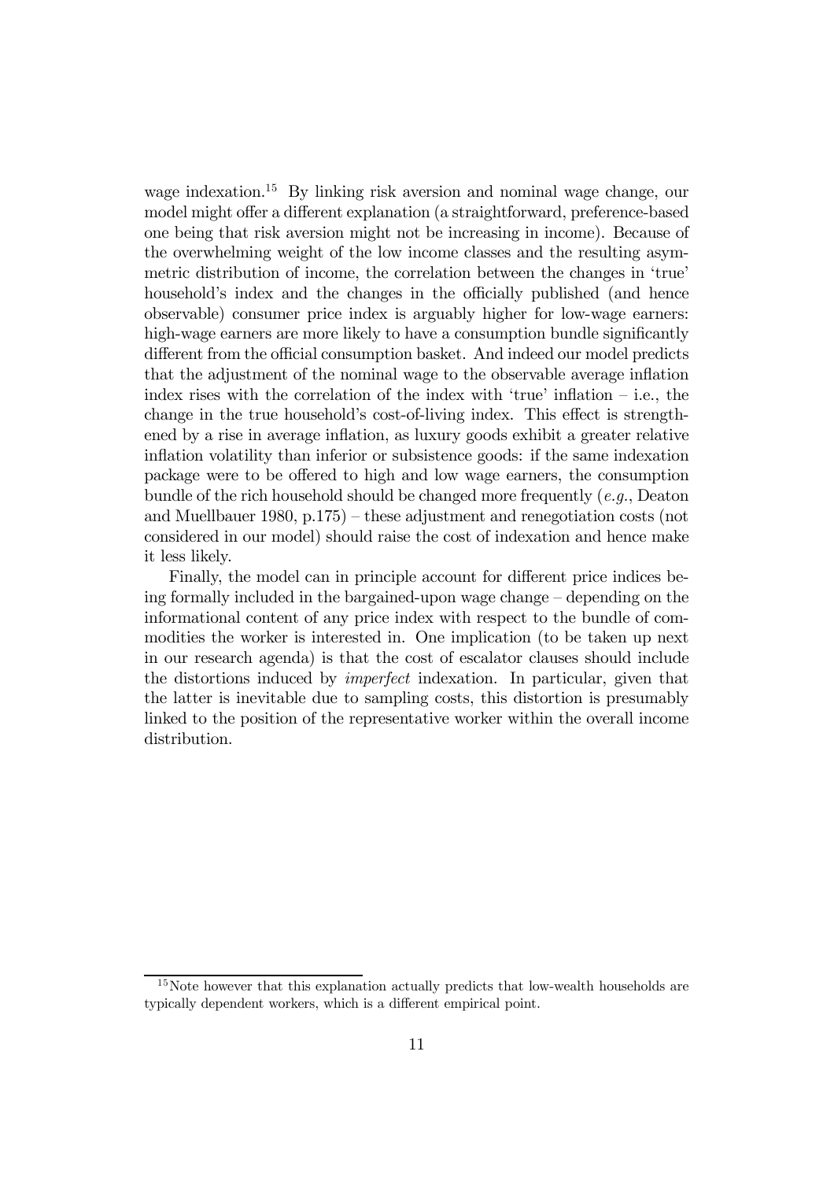wage indexation.[15] By linking risk aversion and nominal wage change, our model might offer a different explanation (a straightforward, preference-based one being that risk aversion might not be increasing in income). Because of the overwhelming weight of the low income classes and the resulting asymmetric distribution of income, the correlation between the changes in 'true' household's index and the changes in the officially published (and hence observable) consumer price index is arguably higher for low-wage earners: high-wage earners are more likely to have a consumption bundle significantly different from the official consumption basket. And indeed our model predicts that the adjustment of the nominal wage to the observable average inflation index rises with the correlation of the index with 'true' inflation – i.e., the change in the true household's cost-of-living index. This effect is strengthened by a rise in average inflation, as luxury goods exhibit a greater relative inflation volatility than inferior or subsistence goods: if the same indexation package were to be offered to high and low wage earners, the consumption bundle of the rich household should be changed more frequently (*e.g.*, Deaton and Muellbauer 1980, p.175) – these adjustment and renegotiation costs (not considered in our model) should raise the cost of indexation and hence make it less likely.

Finally, the model can in principle account for different price indices being formally included in the bargained-upon wage change – depending on the informational content of any price index with respect to the bundle of commodities the worker is interested in. One implication (to be taken up next in our research agenda) is that the cost of escalator clauses should include the distortions induced by *imperfect* indexation. In particular, given that the latter is inevitable due to sampling costs, this distortion is presumably linked to the position of the representative worker within the overall income distribution.

[15] Note however that this explanation actually predicts that low-wealth households are typically dependent workers, which is a different empirical point.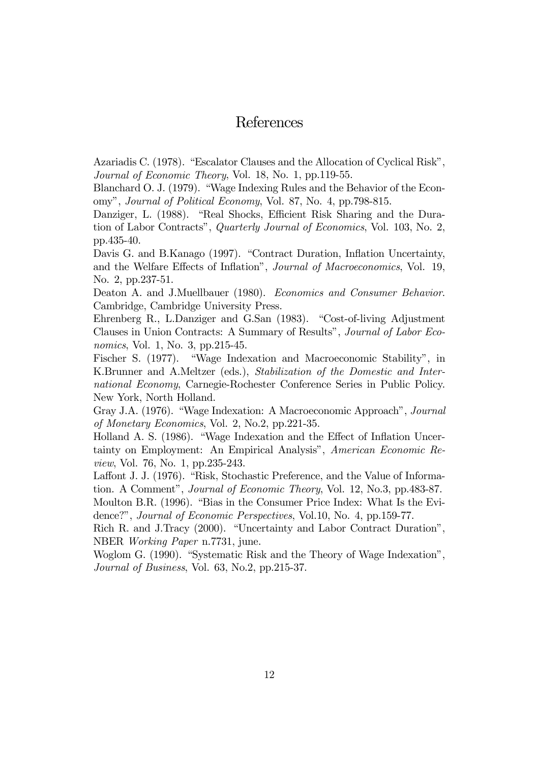# References

Azariadis C. (1978). "Escalator Clauses and the Allocation of Cyclical Risk", *Journal of Economic Theory*, Vol. 18, No. 1, pp.119-55.

Blanchard O. J. (1979). "Wage Indexing Rules and the Behavior of the Economy", *Journal of Political Economy*, Vol. 87, No. 4, pp.798-815.

Danziger, L. (1988). "Real Shocks, Efficient Risk Sharing and the Duration of Labor Contracts", *Quarterly Journal of Economics*, Vol. 103, No. 2, pp.435-40.

Davis G. and B.Kanago (1997). "Contract Duration, Inflation Uncertainty, and the Welfare Effects of Inflation", *Journal of Macroeconomics*, Vol. 19, No. 2, pp.237-51.

Deaton A. and J.Muellbauer (1980). *Economics and Consumer Behavior*. Cambridge, Cambridge University Press.

Ehrenberg R., L.Danziger and G.San (1983). "Cost-of-living Adjustment Clauses in Union Contracts: A Summary of Results", *Journal of Labor Economics*, Vol. 1, No. 3, pp.215-45.

Fischer S. (1977). "Wage Indexation and Macroeconomic Stability", in K.Brunner and A.Meltzer (eds.), *Stabilization of the Domestic and International Economy*, Carnegie-Rochester Conference Series in Public Policy. New York, North Holland.

Gray J.A. (1976). "Wage Indexation: A Macroeconomic Approach", *Journal of Monetary Economics*, Vol. 2, No.2, pp.221-35.

Holland A. S. (1986). "Wage Indexation and the Effect of Inflation Uncertainty on Employment: An Empirical Analysis", *American Economic Review*, Vol. 76, No. 1, pp.235-243.

Laffont J. J. (1976). "Risk, Stochastic Preference, and the Value of Information. A Comment", *Journal of Economic Theory*, Vol. 12, No.3, pp.483-87.

Moulton B.R. (1996). "Bias in the Consumer Price Index: What Is the Evidence?", *Journal of Economic Perspectives*, Vol.10, No. 4, pp.159-77.

Rich R. and J.Tracy (2000). "Uncertainty and Labor Contract Duration", NBER *Working Paper* n.7731, june.

Woglom G. (1990). "Systematic Risk and the Theory of Wage Indexation", *Journal of Business*, Vol. 63, No.2, pp.215-37.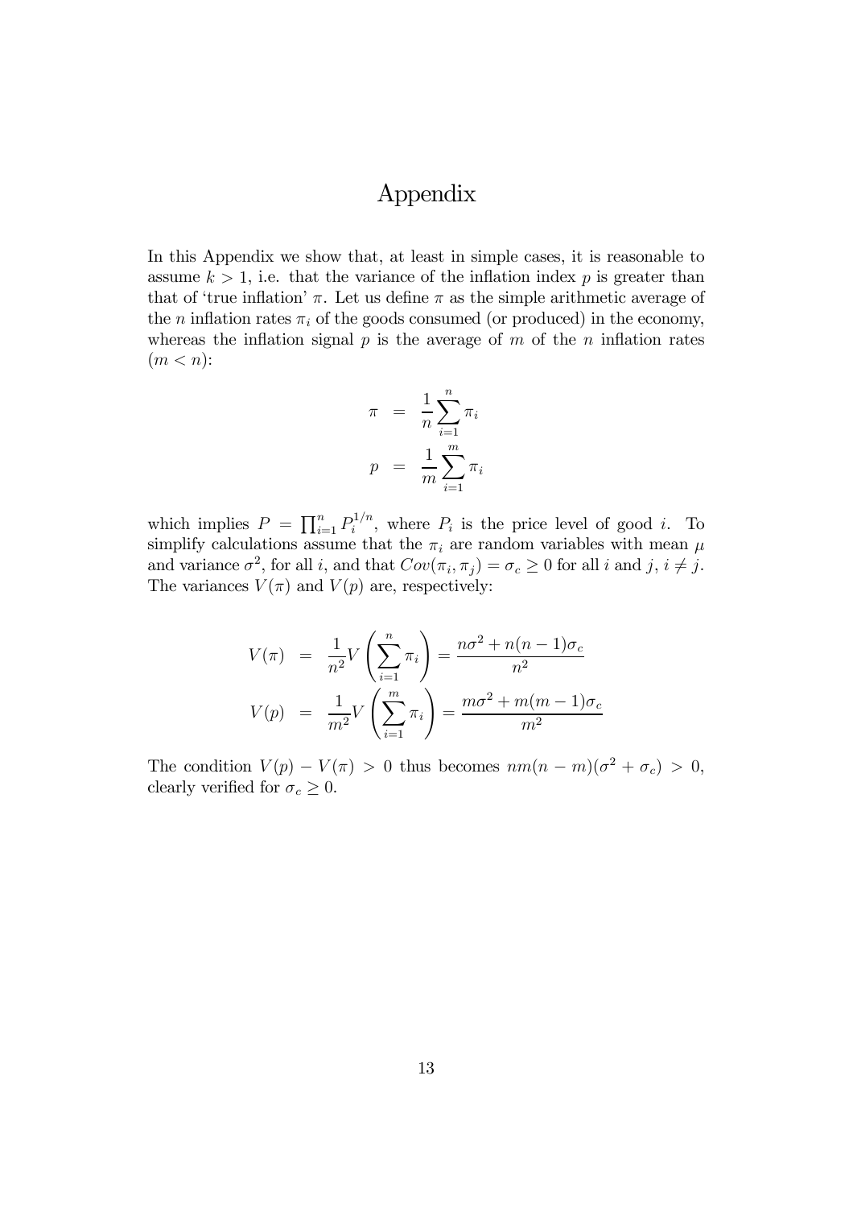# Appendix

In this Appendix we show that, at least in simple cases, it is reasonable to assume $k > 1$, i.e. that the variance of the inflation index $p$ is greater than that of 'true inflation' $\pi$. Let us define $\pi$ as the simple arithmetic average of the $n$ inflation rates $\pi_i$ of the goods consumed (or produced) in the economy, whereas the inflation signal $p$ is the average of $m$ of the $n$ inflation rates ($m < n$):

$$
\begin{aligned}
\pi &= \frac{1}{n}\sum_{i=1}^{n}\pi_i \\
p &= \frac{1}{m}\sum_{i=1}^{m}\pi_i
\end{aligned}
$$

which implies $P = \prod_{i=1}^{n} P_i^{1/n}$, where $P_i$ is the price level of good $i$. To simplify calculations assume that the $\pi_i$ are random variables with mean $\mu$ and variance $\sigma^2$, for all $i$, and that $Cov(\pi_i, \pi_j) = \sigma_c \geq 0$ for all $i$ and $j$, $i \neq j$. The variances $V(\pi)$ and $V(p)$ are, respectively:

$$
\begin{aligned}
V(\pi) &= \frac{1}{n^2}V\left(\sum_{i=1}^{n}\pi_i\right) = \frac{n\sigma^2 + n(n-1)\sigma_c}{n^2} \\
V(p) &= \frac{1}{m^2}V\left(\sum_{i=1}^{m}\pi_i\right) = \frac{m\sigma^2 + m(m-1)\sigma_c}{m^2}
\end{aligned}
$$

The condition $V(p) - V(\pi) > 0$ thus becomes $nm(n-m)(\sigma^2 + \sigma_c) > 0$, clearly verified for $\sigma_c \geq 0$.